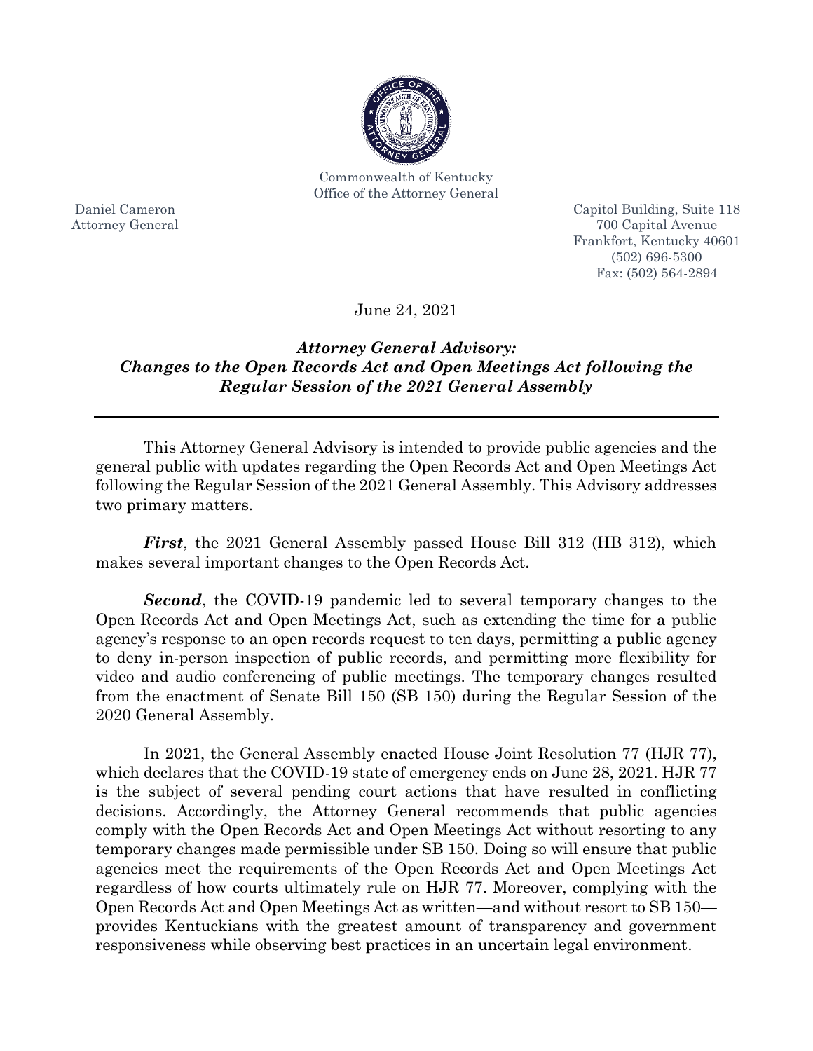Commonwealth of Kentucky
Office of the Attorney General

Daniel Cameron
Attorney General

Capitol Building, Suite 118
700 Capital Avenue
Frankfort, Kentucky 40601
(502) 696-5300
Fax: (502) 564-2894

June 24, 2021

## *Attorney General Advisory: Changes to the Open Records Act and Open Meetings Act following the Regular Session of the 2021 General Assembly*

---

This Attorney General Advisory is intended to provide public agencies and the general public with updates regarding the Open Records Act and Open Meetings Act following the Regular Session of the 2021 General Assembly. This Advisory addresses two primary matters.

***First***, the 2021 General Assembly passed House Bill 312 (HB 312), which makes several important changes to the Open Records Act.

***Second***, the COVID-19 pandemic led to several temporary changes to the Open Records Act and Open Meetings Act, such as extending the time for a public agency's response to an open records request to ten days, permitting a public agency to deny in-person inspection of public records, and permitting more flexibility for video and audio conferencing of public meetings. The temporary changes resulted from the enactment of Senate Bill 150 (SB 150) during the Regular Session of the 2020 General Assembly.

In 2021, the General Assembly enacted House Joint Resolution 77 (HJR 77), which declares that the COVID-19 state of emergency ends on June 28, 2021. HJR 77 is the subject of several pending court actions that have resulted in conflicting decisions. Accordingly, the Attorney General recommends that public agencies comply with the Open Records Act and Open Meetings Act without resorting to any temporary changes made permissible under SB 150. Doing so will ensure that public agencies meet the requirements of the Open Records Act and Open Meetings Act regardless of how courts ultimately rule on HJR 77. Moreover, complying with the Open Records Act and Open Meetings Act as written—and without resort to SB 150—provides Kentuckians with the greatest amount of transparency and government responsiveness while observing best practices in an uncertain legal environment.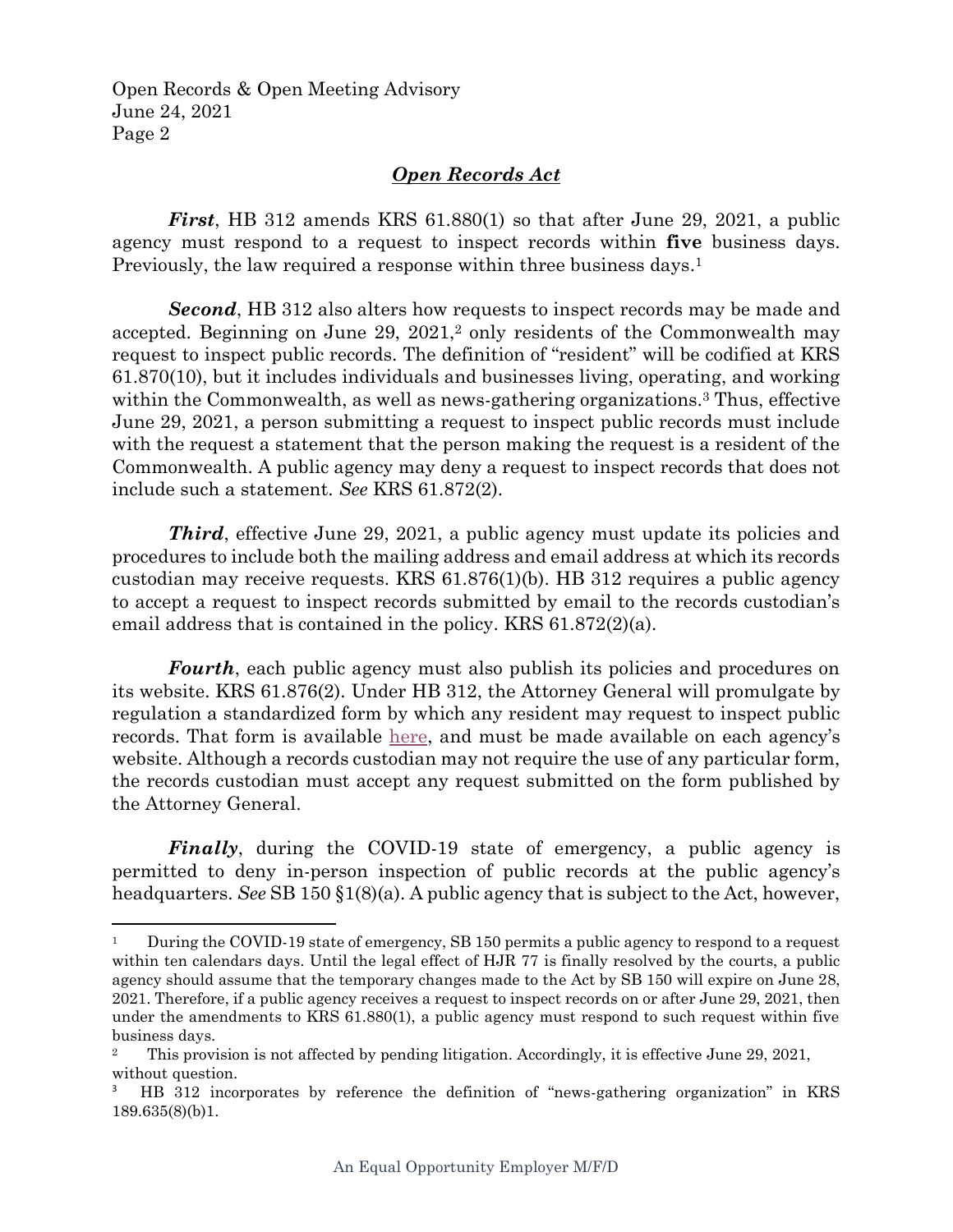## ***Open Records Act***

***First***, HB 312 amends KRS 61.880(1) so that after June 29, 2021, a public agency must respond to a request to inspect records within **five** business days. Previously, the law required a response within three business days.[1]

***Second***, HB 312 also alters how requests to inspect records may be made and accepted. Beginning on June 29, 2021,[2] only residents of the Commonwealth may request to inspect public records. The definition of "resident" will be codified at KRS 61.870(10), but it includes individuals and businesses living, operating, and working within the Commonwealth, as well as news-gathering organizations.[3] Thus, effective June 29, 2021, a person submitting a request to inspect public records must include with the request a statement that the person making the request is a resident of the Commonwealth. A public agency may deny a request to inspect records that does not include such a statement. *See* KRS 61.872(2).

***Third***, effective June 29, 2021, a public agency must update its policies and procedures to include both the mailing address and email address at which its records custodian may receive requests. KRS 61.876(1)(b). HB 312 requires a public agency to accept a request to inspect records submitted by email to the records custodian's email address that is contained in the policy. KRS 61.872(2)(a).

***Fourth***, each public agency must also publish its policies and procedures on its website. KRS 61.876(2). Under HB 312, the Attorney General will promulgate by regulation a standardized form by which any resident may request to inspect public records. That form is available here, and must be made available on each agency's website. Although a records custodian may not require the use of any particular form, the records custodian must accept any request submitted on the form published by the Attorney General.

***Finally***, during the COVID-19 state of emergency, a public agency is permitted to deny in-person inspection of public records at the public agency's headquarters. *See* SB 150 §1(8)(a). A public agency that is subject to the Act, however,

---

[1] During the COVID-19 state of emergency, SB 150 permits a public agency to respond to a request within ten calendars days. Until the legal effect of HJR 77 is finally resolved by the courts, a public agency should assume that the temporary changes made to the Act by SB 150 will expire on June 28, 2021. Therefore, if a public agency receives a request to inspect records on or after June 29, 2021, then under the amendments to KRS 61.880(1), a public agency must respond to such request within five business days.

[2] This provision is not affected by pending litigation. Accordingly, it is effective June 29, 2021, without question.

[3] HB 312 incorporates by reference the definition of "news-gathering organization" in KRS 189.635(8)(b)1.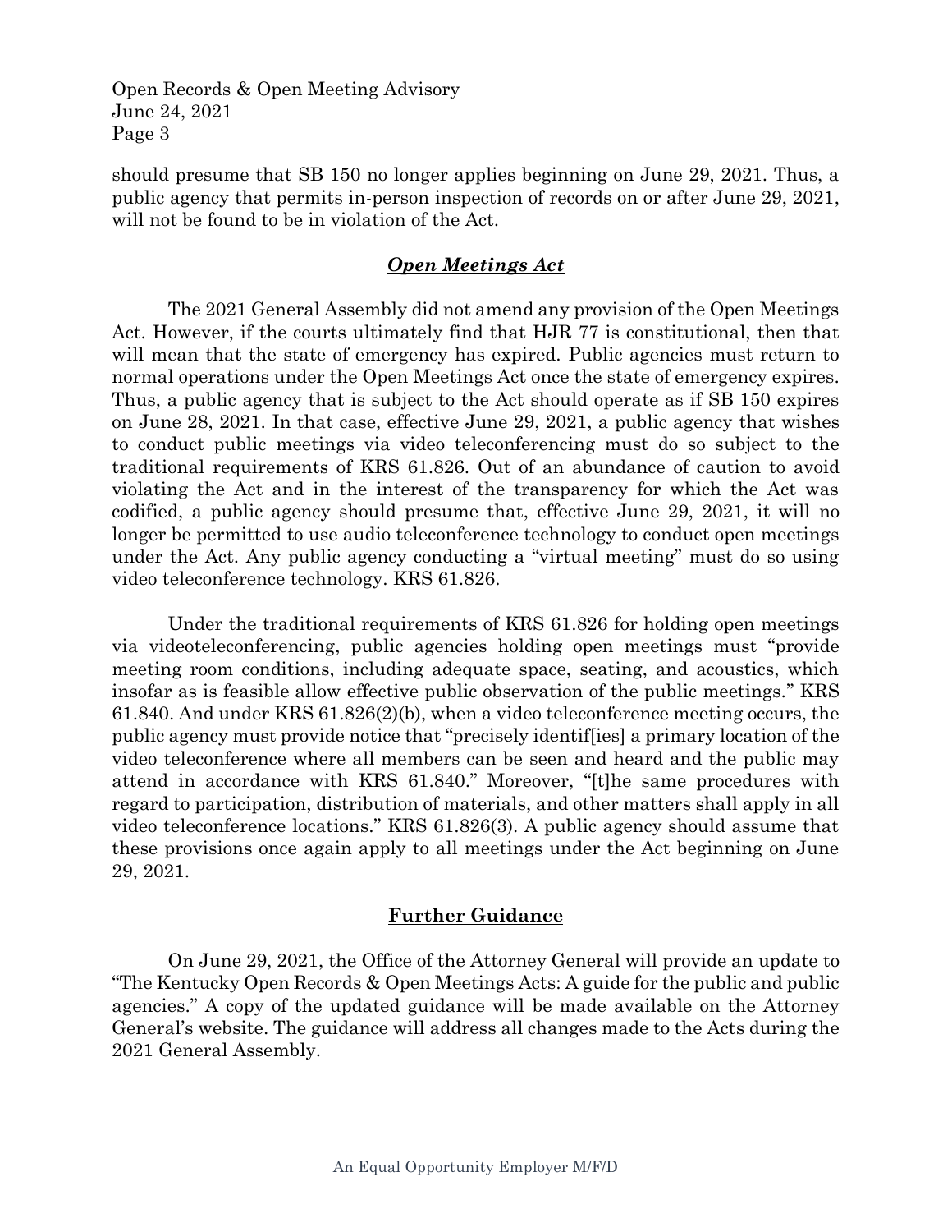should presume that SB 150 no longer applies beginning on June 29, 2021. Thus, a public agency that permits in-person inspection of records on or after June 29, 2021, will not be found to be in violation of the Act.

## ***Open Meetings Act***

The 2021 General Assembly did not amend any provision of the Open Meetings Act. However, if the courts ultimately find that HJR 77 is constitutional, then that will mean that the state of emergency has expired. Public agencies must return to normal operations under the Open Meetings Act once the state of emergency expires. Thus, a public agency that is subject to the Act should operate as if SB 150 expires on June 28, 2021. In that case, effective June 29, 2021, a public agency that wishes to conduct public meetings via video teleconferencing must do so subject to the traditional requirements of KRS 61.826. Out of an abundance of caution to avoid violating the Act and in the interest of the transparency for which the Act was codified, a public agency should presume that, effective June 29, 2021, it will no longer be permitted to use audio teleconference technology to conduct open meetings under the Act. Any public agency conducting a "virtual meeting" must do so using video teleconference technology. KRS 61.826.

Under the traditional requirements of KRS 61.826 for holding open meetings via videoteleconferencing, public agencies holding open meetings must "provide meeting room conditions, including adequate space, seating, and acoustics, which insofar as is feasible allow effective public observation of the public meetings." KRS 61.840. And under KRS 61.826(2)(b), when a video teleconference meeting occurs, the public agency must provide notice that "precisely identif[ies] a primary location of the video teleconference where all members can be seen and heard and the public may attend in accordance with KRS 61.840." Moreover, "[t]he same procedures with regard to participation, distribution of materials, and other matters shall apply in all video teleconference locations." KRS 61.826(3). A public agency should assume that these provisions once again apply to all meetings under the Act beginning on June 29, 2021.

## **Further Guidance**

On June 29, 2021, the Office of the Attorney General will provide an update to "The Kentucky Open Records & Open Meetings Acts: A guide for the public and public agencies." A copy of the updated guidance will be made available on the Attorney General's website. The guidance will address all changes made to the Acts during the 2021 General Assembly.